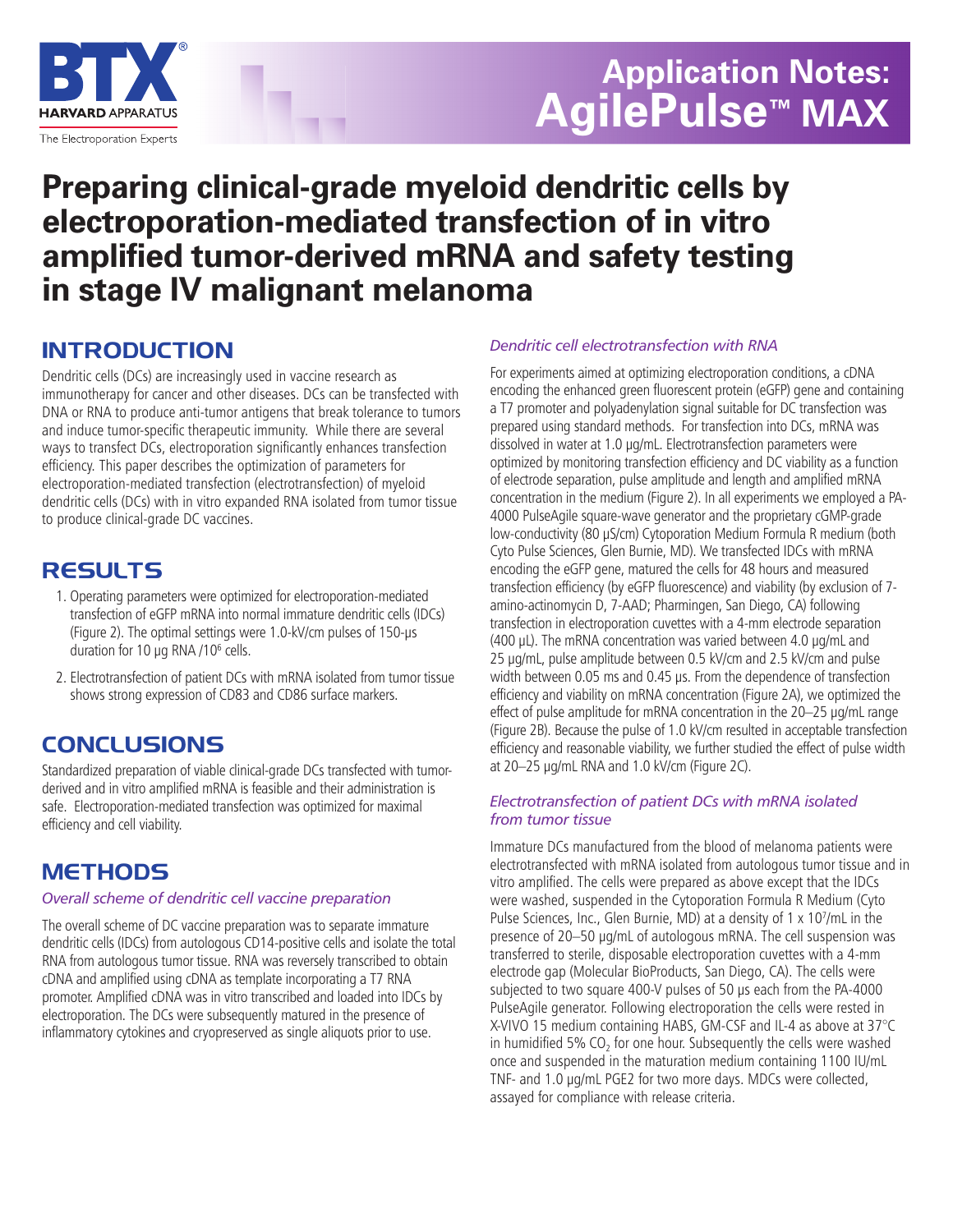# Application Notes: AgilePulse™ MAX

# Preparing clinical-grade myeloid dendritic cells by electroporation-mediated transfection of in vitro amplified tumor-derived mRNA and safety testing in stage IV malignant melanoma

## INTRODUCTION

Dendritic cells (DCs) are increasingly used in vaccine research as immunotherapy for cancer and other diseases. DCs can be transfected with DNA or RNA to produce anti-tumor antigens that break tolerance to tumors and induce tumor-specific therapeutic immunity. While there are several ways to transfect DCs, electroporation significantly enhances transfection efficiency. This paper describes the optimization of parameters for electroporation-mediated transfection (electrotransfection) of myeloid dendritic cells (DCs) with in vitro expanded RNA isolated from tumor tissue to produce clinical-grade DC vaccines.

## RESULTS

1. Operating parameters were optimized for electroporation-mediated transfection of eGFP mRNA into normal immature dendritic cells (IDCs) (Figure 2). The optimal settings were 1.0-kV/cm pulses of 150-µs duration for 10 µg RNA /$10^6$ cells.
2. Electrotransfection of patient DCs with mRNA isolated from tumor tissue shows strong expression of CD83 and CD86 surface markers.

## CONCLUSIONS

Standardized preparation of viable clinical-grade DCs transfected with tumor-derived and in vitro amplified mRNA is feasible and their administration is safe. Electroporation-mediated transfection was optimized for maximal efficiency and cell viability.

## METHODS

### *Overall scheme of dendritic cell vaccine preparation*

The overall scheme of DC vaccine preparation was to separate immature dendritic cells (IDCs) from autologous CD14-positive cells and isolate the total RNA from autologous tumor tissue. RNA was reversely transcribed to obtain cDNA and amplified using cDNA as template incorporating a T7 RNA promoter. Amplified cDNA was in vitro transcribed and loaded into IDCs by electroporation. The DCs were subsequently matured in the presence of inflammatory cytokines and cryopreserved as single aliquots prior to use.

### *Dendritic cell electrotransfection with RNA*

For experiments aimed at optimizing electroporation conditions, a cDNA encoding the enhanced green fluorescent protein (eGFP) gene and containing a T7 promoter and polyadenylation signal suitable for DC transfection was prepared using standard methods. For transfection into DCs, mRNA was dissolved in water at 1.0 µg/mL. Electrotransfection parameters were optimized by monitoring transfection efficiency and DC viability as a function of electrode separation, pulse amplitude and length and amplified mRNA concentration in the medium (Figure 2). In all experiments we employed a PA-4000 PulseAgile square-wave generator and the proprietary cGMP-grade low-conductivity (80 µS/cm) Cytoporation Medium Formula R medium (both Cyto Pulse Sciences, Glen Burnie, MD). We transfected IDCs with mRNA encoding the eGFP gene, matured the cells for 48 hours and measured transfection efficiency (by eGFP fluorescence) and viability (by exclusion of 7-amino-actinomycin D, 7-AAD; Pharmingen, San Diego, CA) following transfection in electroporation cuvettes with a 4-mm electrode separation (400 µL). The mRNA concentration was varied between 4.0 µg/mL and 25 µg/mL, pulse amplitude between 0.5 kV/cm and 2.5 kV/cm and pulse width between 0.05 ms and 0.45 µs. From the dependence of transfection efficiency and viability on mRNA concentration (Figure 2A), we optimized the effect of pulse amplitude for mRNA concentration in the 20–25 µg/mL range (Figure 2B). Because the pulse of 1.0 kV/cm resulted in acceptable transfection efficiency and reasonable viability, we further studied the effect of pulse width at 20–25 µg/mL RNA and 1.0 kV/cm (Figure 2C).

### *Electrotransfection of patient DCs with mRNA isolated from tumor tissue*

Immature DCs manufactured from the blood of melanoma patients were electrotransfected with mRNA isolated from autologous tumor tissue and in vitro amplified. The cells were prepared as above except that the IDCs were washed, suspended in the Cytoporation Formula R Medium (Cyto Pulse Sciences, Inc., Glen Burnie, MD) at a density of 1 x $10^7$/mL in the presence of 20–50 µg/mL of autologous mRNA. The cell suspension was transferred to sterile, disposable electroporation cuvettes with a 4-mm electrode gap (Molecular BioProducts, San Diego, CA). The cells were subjected to two square 400-V pulses of 50 µs each from the PA-4000 PulseAgile generator. Following electroporation the cells were rested in X-VIVO 15 medium containing HABS, GM-CSF and IL-4 as above at 37°C in humidified 5% $CO_2$ for one hour. Subsequently the cells were washed once and suspended in the maturation medium containing 1100 IU/mL TNF- and 1.0 µg/mL PGE2 for two more days. MDCs were collected, assayed for compliance with release criteria.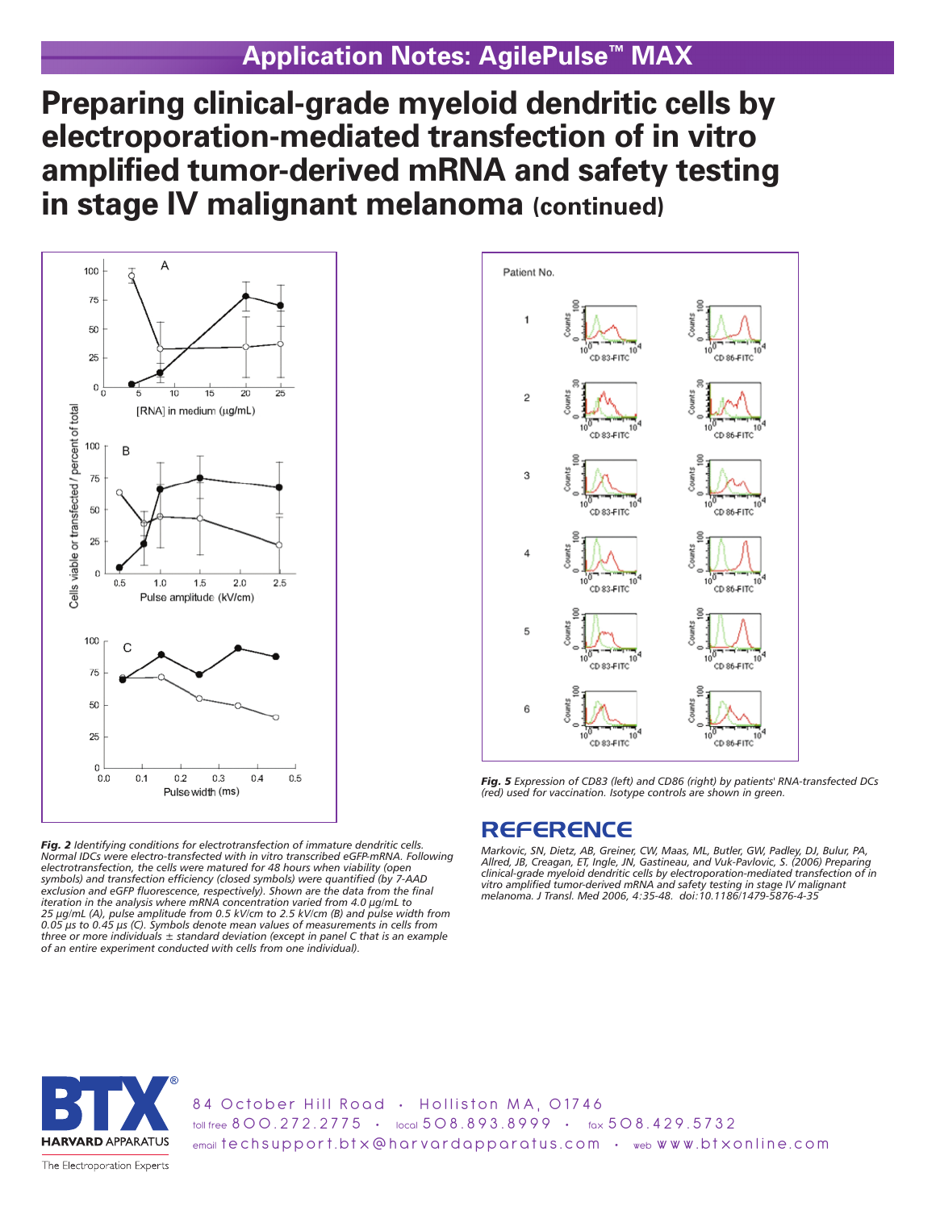## Application Notes: AgilePulse™ MAX

# Preparing clinical-grade myeloid dendritic cells by electroporation-mediated transfection of in vitro amplified tumor-derived mRNA and safety testing in stage IV malignant melanoma (continued)

A

[RNA] in medium (μg/mL)

B

Pulse amplitude (kV/cm)

C

Pulse width (ms)

Cells viable or transfected / percent of total

*Fig. 2 Identifying conditions for electrotransfection of immature dendritic cells. Normal IDCs were electro-transfected with in vitro transcribed eGFP-mRNA. Following electrotransfection, the cells were matured for 48 hours when viability (open symbols) and transfection efficiency (closed symbols) were quantified (by 7-AAD exclusion and eGFP fluorescence, respectively). Shown are the data from the final iteration in the analysis where mRNA concentration varied from 4.0 μg/mL to 25 μg/mL (A), pulse amplitude from 0.5 kV/cm to 2.5 kV/cm (B) and pulse width from 0.05 μs to 0.45 μs (C). Symbols denote mean values of measurements in cells from three or more individuals ± standard deviation (except in panel C that is an example of an entire experiment conducted with cells from one individual).*

Patient No.

1
2
3
4
5
6

Counts

CD 83-FITC

CD 86-FITC

*Fig. 5 Expression of CD83 (left) and CD86 (right) by patients' RNA-transfected DCs (red) used for vaccination. Isotype controls are shown in green.*

## REFERENCE

*Markovic, SN, Dietz, AB, Greiner, CW, Maas, ML, Butler, GW, Padley, DJ, Bulur, PA, Allred, JB, Creagan, ET, Ingle, JN, Gastineau, and Vuk-Pavlovic, S. (2006) Preparing clinical-grade myeloid dendritic cells by electroporation-mediated transfection of in vitro amplified tumor-derived mRNA and safety testing in stage IV malignant melanoma. J Transl. Med 2006, 4:35-48. doi:10.1186/1479-5876-4-35*

BTX® HARVARD APPARATUS
The Electroporation Experts

84 October Hill Road • Holliston MA, 01746
toll free 800.272.2775 • local 508.893.8999 • fax 508.429.5732
email techsupport.btx@harvardapparatus.com • web www.btxonline.com